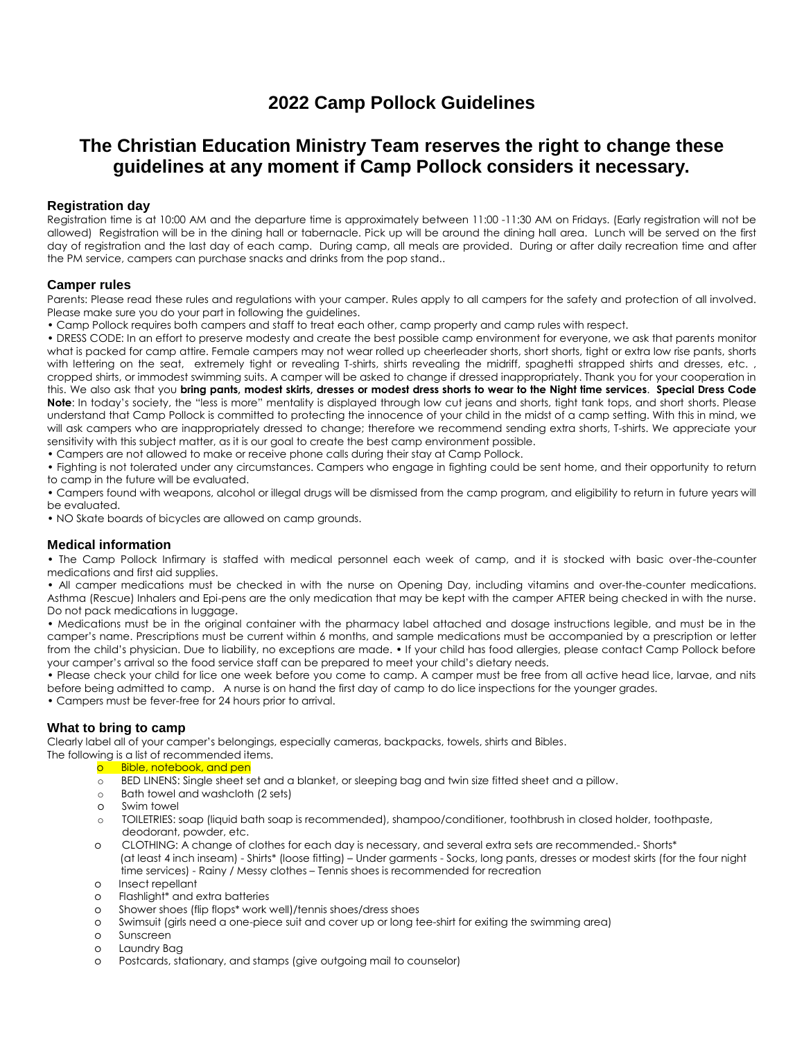# 2022 Camp Pollock Guidelines

## The Christian Education Ministry Team reserves the right to change these guidelines at any moment if Camp Pollock considers it necessary.

### Registration day

Registration time is at 10:00 AM and the departure time is approximately between 11:00 -11:30 AM on Fridays. (Early registration will not be allowed) Registration will be in the dining hall or tabernacle. Pick up will be around the dining hall area. Lunch will be served on the first day of registration and the last day of each camp. During camp, all meals are provided. During or after daily recreation time and after the PM service, campers can purchase snacks and drinks from the pop stand..

### Camper rules

Parents: Please read these rules and regulations with your camper. Rules apply to all campers for the safety and protection of all involved. Please make sure you do your part in following the guidelines.

- Camp Pollock requires both campers and staff to treat each other, camp property and camp rules with respect.
- DRESS CODE: In an effort to preserve modesty and create the best possible camp environment for everyone, we ask that parents monitor what is packed for camp attire. Female campers may not wear rolled up cheerleader shorts, short shorts, tight or extra low rise pants, shorts with lettering on the seat, extremely tight or revealing T-shirts, shirts revealing the midriff, spaghetti strapped shirts and dresses, etc. , cropped shirts, or immodest swimming suits. A camper will be asked to change if dressed inappropriately. Thank you for your cooperation in this. We also ask that you **bring pants, modest skirts, dresses or modest dress shorts to wear to the Night time services**. **Special Dress Code Note**: In today's society, the "less is more" mentality is displayed through low cut jeans and shorts, tight tank tops, and short shorts. Please understand that Camp Pollock is committed to protecting the innocence of your child in the midst of a camp setting. With this in mind, we will ask campers who are inappropriately dressed to change; therefore we recommend sending extra shorts, T-shirts. We appreciate your sensitivity with this subject matter, as it is our goal to create the best camp environment possible.
- Campers are not allowed to make or receive phone calls during their stay at Camp Pollock.
- Fighting is not tolerated under any circumstances. Campers who engage in fighting could be sent home, and their opportunity to return to camp in the future will be evaluated.
- Campers found with weapons, alcohol or illegal drugs will be dismissed from the camp program, and eligibility to return in future years will be evaluated.
- NO Skate boards of bicycles are allowed on camp grounds.

### Medical information

- The Camp Pollock Infirmary is staffed with medical personnel each week of camp, and it is stocked with basic over-the-counter medications and first aid supplies.
- All camper medications must be checked in with the nurse on Opening Day, including vitamins and over-the-counter medications. Asthma (Rescue) Inhalers and Epi-pens are the only medication that may be kept with the camper AFTER being checked in with the nurse. Do not pack medications in luggage.
- Medications must be in the original container with the pharmacy label attached and dosage instructions legible, and must be in the camper's name. Prescriptions must be current within 6 months, and sample medications must be accompanied by a prescription or letter from the child's physician. Due to liability, no exceptions are made. • If your child has food allergies, please contact Camp Pollock before your camper's arrival so the food service staff can be prepared to meet your child's dietary needs.
- Please check your child for lice one week before you come to camp. A camper must be free from all active head lice, larvae, and nits before being admitted to camp. A nurse is on hand the first day of camp to do lice inspections for the younger grades.
- Campers must be fever-free for 24 hours prior to arrival.

### What to bring to camp

Clearly label all of your camper's belongings, especially cameras, backpacks, towels, shirts and Bibles.
The following is a list of recommended items.

- Bible, notebook, and pen
- BED LINENS: Single sheet set and a blanket, or sleeping bag and twin size fitted sheet and a pillow.
- Bath towel and washcloth (2 sets)
- Swim towel
- TOILETRIES: soap (liquid bath soap is recommended), shampoo/conditioner, toothbrush in closed holder, toothpaste, deodorant, powder, etc.
- CLOTHING: A change of clothes for each day is necessary, and several extra sets are recommended.- Shorts* (at least 4 inch inseam) - Shirts* (loose fitting) – Under garments - Socks, long pants, dresses or modest skirts (for the four night time services) - Rainy / Messy clothes – Tennis shoes is recommended for recreation
- Insect repellant
- Flashlight* and extra batteries
- Shower shoes (flip flops* work well)/tennis shoes/dress shoes
- Swimsuit (girls need a one-piece suit and cover up or long tee-shirt for exiting the swimming area)
- Sunscreen
- Laundry Bag
- Postcards, stationary, and stamps (give outgoing mail to counselor)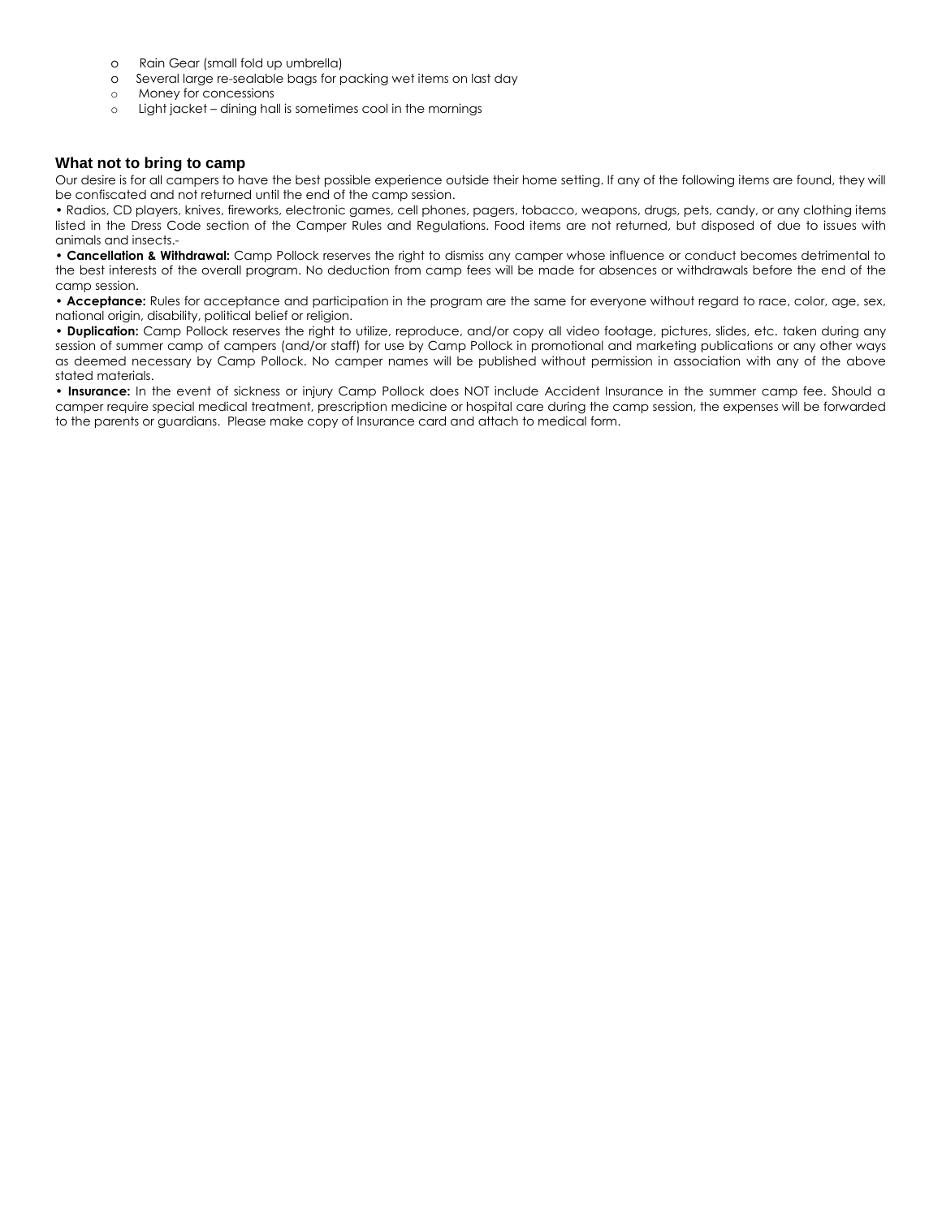- Rain Gear (small fold up umbrella)
- Several large re-sealable bags for packing wet items on last day
- Money for concessions
- Light jacket – dining hall is sometimes cool in the mornings

## What not to bring to camp

Our desire is for all campers to have the best possible experience outside their home setting. If any of the following items are found, they will be confiscated and not returned until the end of the camp session.

• Radios, CD players, knives, fireworks, electronic games, cell phones, pagers, tobacco, weapons, drugs, pets, candy, or any clothing items listed in the Dress Code section of the Camper Rules and Regulations. Food items are not returned, but disposed of due to issues with animals and insects.-

• **Cancellation & Withdrawal:** Camp Pollock reserves the right to dismiss any camper whose influence or conduct becomes detrimental to the best interests of the overall program. No deduction from camp fees will be made for absences or withdrawals before the end of the camp session.

• **Acceptance:** Rules for acceptance and participation in the program are the same for everyone without regard to race, color, age, sex, national origin, disability, political belief or religion.

• **Duplication:** Camp Pollock reserves the right to utilize, reproduce, and/or copy all video footage, pictures, slides, etc. taken during any session of summer camp of campers (and/or staff) for use by Camp Pollock in promotional and marketing publications or any other ways as deemed necessary by Camp Pollock. No camper names will be published without permission in association with any of the above stated materials.

• **Insurance:** In the event of sickness or injury Camp Pollock does NOT include Accident Insurance in the summer camp fee. Should a camper require special medical treatment, prescription medicine or hospital care during the camp session, the expenses will be forwarded to the parents or guardians. Please make copy of Insurance card and attach to medical form.